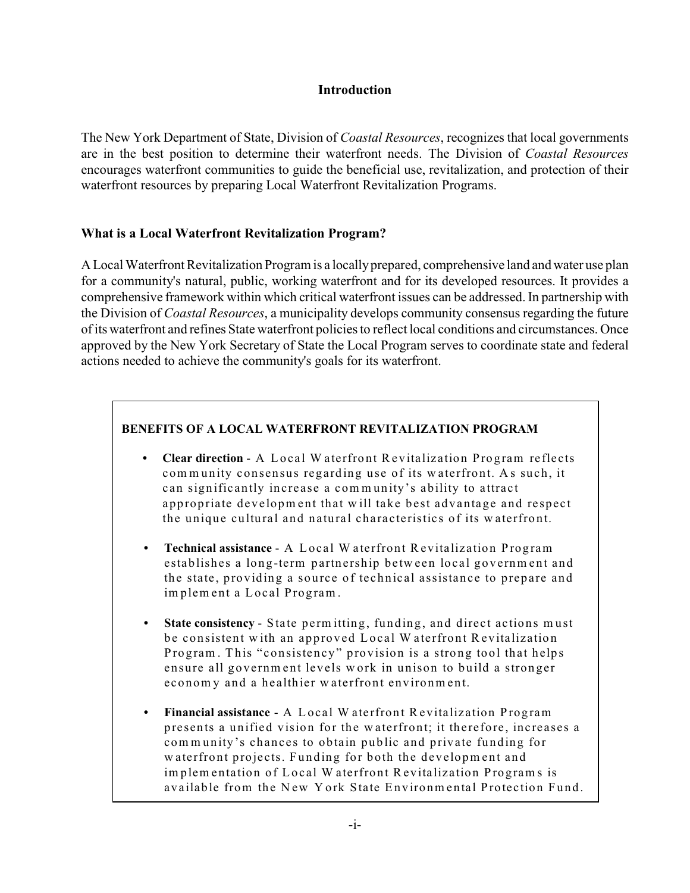## Introduction

The New York Department of State, Division of *Coastal Resources*, recognizes that local governments are in the best position to determine their waterfront needs. The Division of *Coastal Resources* encourages waterfront communities to guide the beneficial use, revitalization, and protection of their waterfront resources by preparing Local Waterfront Revitalization Programs.

### What is a Local Waterfront Revitalization Program?

A Local Waterfront Revitalization Program is a locally prepared, comprehensive land and water use plan for a community's natural, public, working waterfront and for its developed resources. It provides a comprehensive framework within which critical waterfront issues can be addressed. In partnership with the Division of *Coastal Resources*, a municipality develops community consensus regarding the future of its waterfront and refines State waterfront policies to reflect local conditions and circumstances. Once approved by the New York Secretary of State the Local Program serves to coordinate state and federal actions needed to achieve the community's goals for its waterfront.

**BENEFITS OF A LOCAL WATERFRONT REVITALIZATION PROGRAM**

- **Clear direction** - A Local Waterfront Revitalization Program reflects community consensus regarding use of its waterfront. As such, it can significantly increase a community's ability to attract appropriate development that will take best advantage and respect the unique cultural and natural characteristics of its waterfront.

- **Technical assistance** - A Local Waterfront Revitalization Program establishes a long-term partnership between local government and the state, providing a source of technical assistance to prepare and implement a Local Program.

- **State consistency** - State permitting, funding, and direct actions must be consistent with an approved Local Waterfront Revitalization Program. This "consistency" provision is a strong tool that helps ensure all government levels work in unison to build a stronger economy and a healthier waterfront environment.

- **Financial assistance** - A Local Waterfront Revitalization Program presents a unified vision for the waterfront; it therefore, increases a community's chances to obtain public and private funding for waterfront projects. Funding for both the development and implementation of Local Waterfront Revitalization Programs is available from the New York State Environmental Protection Fund.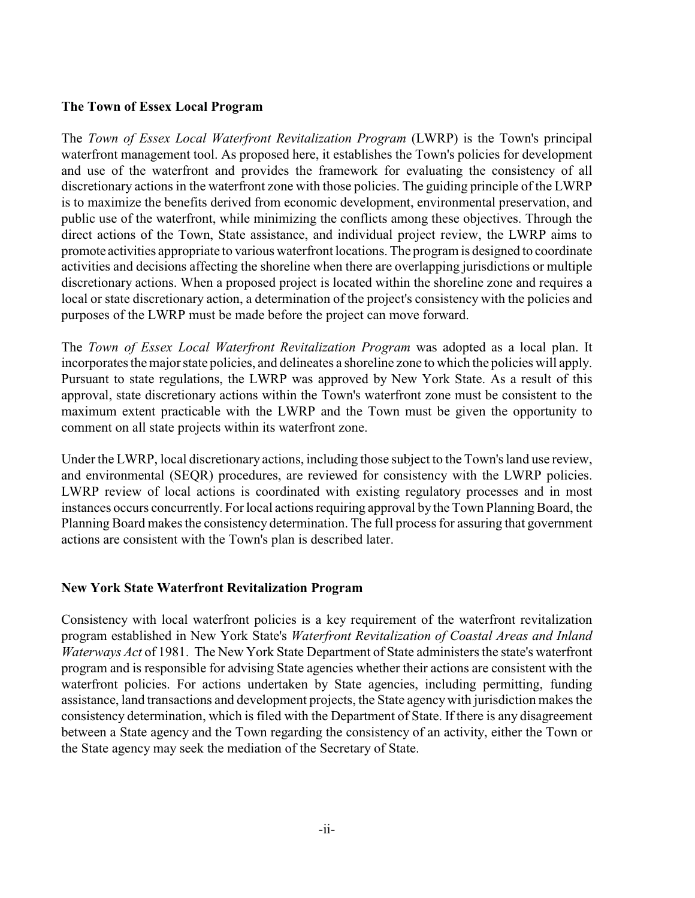### The Town of Essex Local Program

The *Town of Essex Local Waterfront Revitalization Program* (LWRP) is the Town's principal waterfront management tool. As proposed here, it establishes the Town's policies for development and use of the waterfront and provides the framework for evaluating the consistency of all discretionary actions in the waterfront zone with those policies. The guiding principle of the LWRP is to maximize the benefits derived from economic development, environmental preservation, and public use of the waterfront, while minimizing the conflicts among these objectives. Through the direct actions of the Town, State assistance, and individual project review, the LWRP aims to promote activities appropriate to various waterfront locations. The program is designed to coordinate activities and decisions affecting the shoreline when there are overlapping jurisdictions or multiple discretionary actions. When a proposed project is located within the shoreline zone and requires a local or state discretionary action, a determination of the project's consistency with the policies and purposes of the LWRP must be made before the project can move forward.

The *Town of Essex Local Waterfront Revitalization Program* was adopted as a local plan. It incorporates the major state policies, and delineates a shoreline zone to which the policies will apply. Pursuant to state regulations, the LWRP was approved by New York State. As a result of this approval, state discretionary actions within the Town's waterfront zone must be consistent to the maximum extent practicable with the LWRP and the Town must be given the opportunity to comment on all state projects within its waterfront zone.

Under the LWRP, local discretionary actions, including those subject to the Town's land use review, and environmental (SEQR) procedures, are reviewed for consistency with the LWRP policies. LWRP review of local actions is coordinated with existing regulatory processes and in most instances occurs concurrently. For local actions requiring approval by the Town Planning Board, the Planning Board makes the consistency determination. The full process for assuring that government actions are consistent with the Town's plan is described later.

### New York State Waterfront Revitalization Program

Consistency with local waterfront policies is a key requirement of the waterfront revitalization program established in New York State's *Waterfront Revitalization of Coastal Areas and Inland Waterways Act* of 1981. The New York State Department of State administers the state's waterfront program and is responsible for advising State agencies whether their actions are consistent with the waterfront policies. For actions undertaken by State agencies, including permitting, funding assistance, land transactions and development projects, the State agency with jurisdiction makes the consistency determination, which is filed with the Department of State. If there is any disagreement between a State agency and the Town regarding the consistency of an activity, either the Town or the State agency may seek the mediation of the Secretary of State.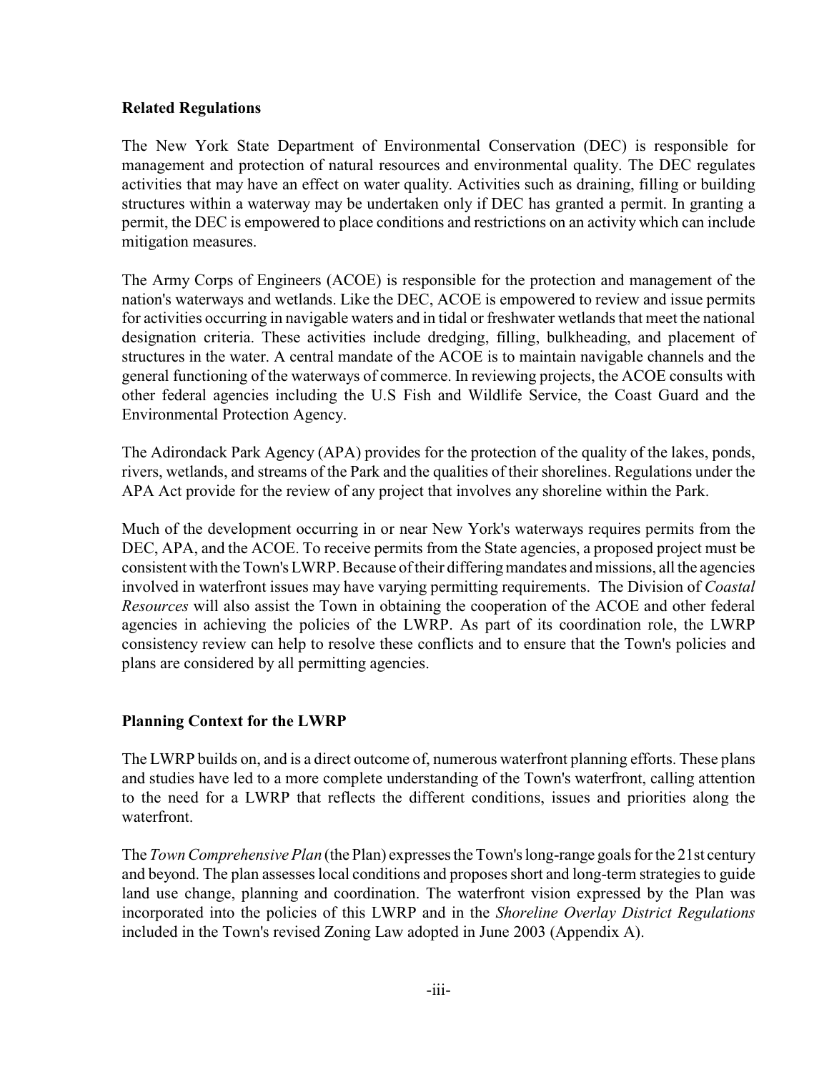### Related Regulations

The New York State Department of Environmental Conservation (DEC) is responsible for management and protection of natural resources and environmental quality. The DEC regulates activities that may have an effect on water quality. Activities such as draining, filling or building structures within a waterway may be undertaken only if DEC has granted a permit. In granting a permit, the DEC is empowered to place conditions and restrictions on an activity which can include mitigation measures.

The Army Corps of Engineers (ACOE) is responsible for the protection and management of the nation's waterways and wetlands. Like the DEC, ACOE is empowered to review and issue permits for activities occurring in navigable waters and in tidal or freshwater wetlands that meet the national designation criteria. These activities include dredging, filling, bulkheading, and placement of structures in the water. A central mandate of the ACOE is to maintain navigable channels and the general functioning of the waterways of commerce. In reviewing projects, the ACOE consults with other federal agencies including the U.S Fish and Wildlife Service, the Coast Guard and the Environmental Protection Agency.

The Adirondack Park Agency (APA) provides for the protection of the quality of the lakes, ponds, rivers, wetlands, and streams of the Park and the qualities of their shorelines. Regulations under the APA Act provide for the review of any project that involves any shoreline within the Park.

Much of the development occurring in or near New York's waterways requires permits from the DEC, APA, and the ACOE. To receive permits from the State agencies, a proposed project must be consistent with the Town's LWRP. Because of their differing mandates and missions, all the agencies involved in waterfront issues may have varying permitting requirements. The Division of *Coastal Resources* will also assist the Town in obtaining the cooperation of the ACOE and other federal agencies in achieving the policies of the LWRP. As part of its coordination role, the LWRP consistency review can help to resolve these conflicts and to ensure that the Town's policies and plans are considered by all permitting agencies.

### Planning Context for the LWRP

The LWRP builds on, and is a direct outcome of, numerous waterfront planning efforts. These plans and studies have led to a more complete understanding of the Town's waterfront, calling attention to the need for a LWRP that reflects the different conditions, issues and priorities along the waterfront.

The *Town Comprehensive Plan* (the Plan) expresses the Town's long-range goals for the 21st century and beyond. The plan assesses local conditions and proposes short and long-term strategies to guide land use change, planning and coordination. The waterfront vision expressed by the Plan was incorporated into the policies of this LWRP and in the *Shoreline Overlay District Regulations* included in the Town's revised Zoning Law adopted in June 2003 (Appendix A).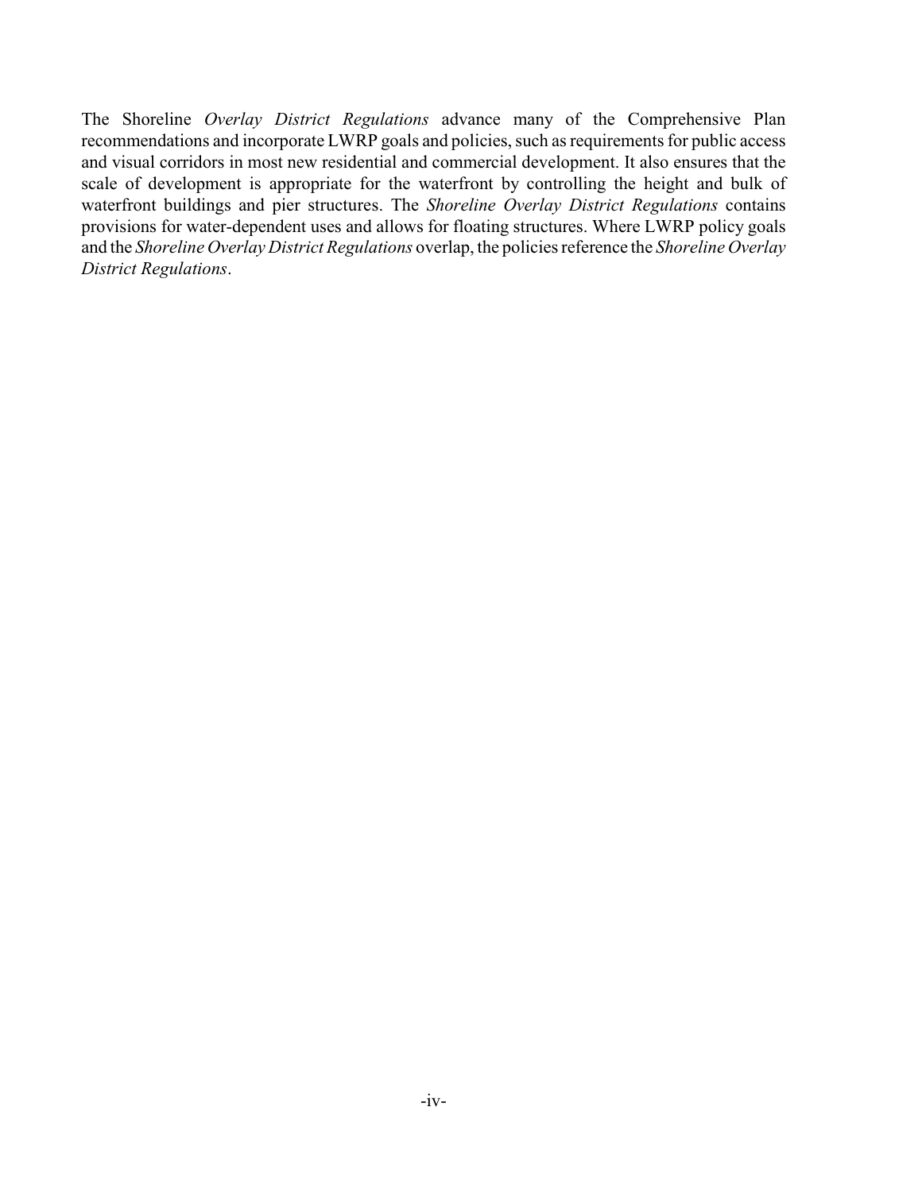The Shoreline *Overlay District Regulations* advance many of the Comprehensive Plan recommendations and incorporate LWRP goals and policies, such as requirements for public access and visual corridors in most new residential and commercial development. It also ensures that the scale of development is appropriate for the waterfront by controlling the height and bulk of waterfront buildings and pier structures. The *Shoreline Overlay District Regulations* contains provisions for water-dependent uses and allows for floating structures. Where LWRP policy goals and the *Shoreline Overlay District Regulations* overlap, the policies reference the *Shoreline Overlay District Regulations*.